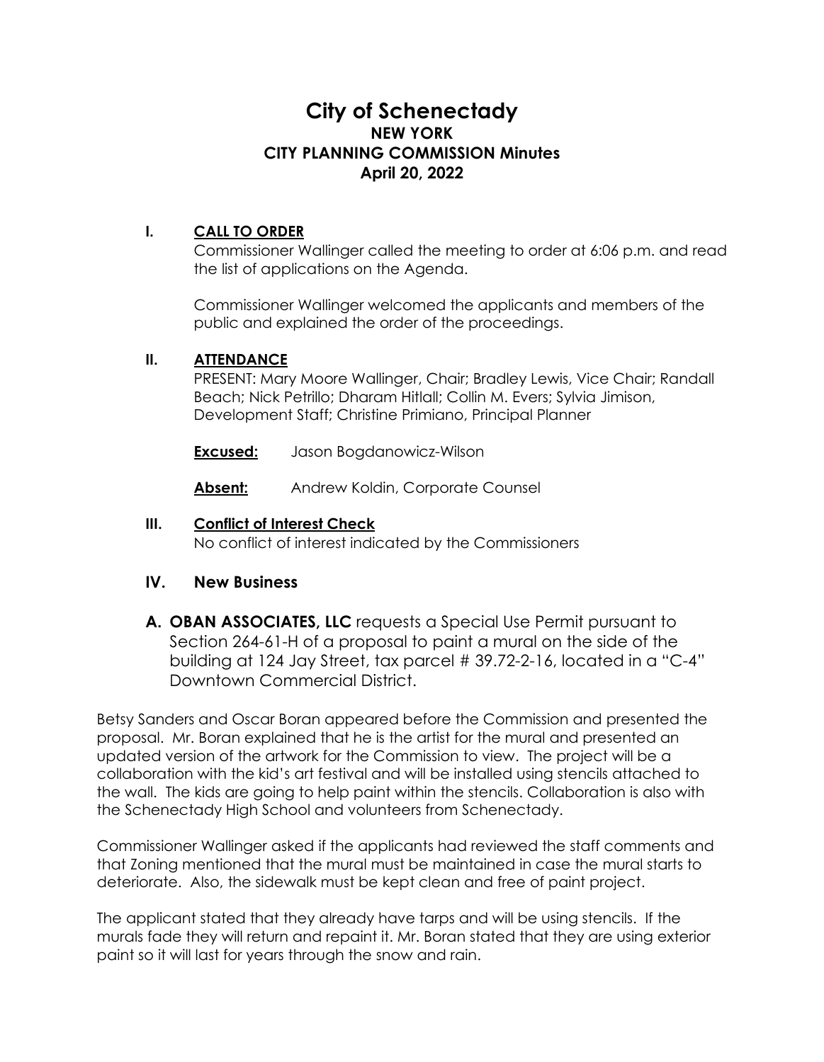# City of Schenectady
## NEW YORK
## CITY PLANNING COMMISSION Minutes
## April 20, 2022

### I. CALL TO ORDER

Commissioner Wallinger called the meeting to order at 6:06 p.m. and read the list of applications on the Agenda.

Commissioner Wallinger welcomed the applicants and members of the public and explained the order of the proceedings.

### II. ATTENDANCE

PRESENT: Mary Moore Wallinger, Chair; Bradley Lewis, Vice Chair; Randall Beach; Nick Petrillo; Dharam Hitlall; Collin M. Evers; Sylvia Jimison, Development Staff; Christine Primiano, Principal Planner

**Excused:** Jason Bogdanowicz-Wilson

**Absent:** Andrew Koldin, Corporate Counsel

### III. Conflict of Interest Check

No conflict of interest indicated by the Commissioners

### IV. New Business

**A. OBAN ASSOCIATES, LLC** requests a Special Use Permit pursuant to Section 264-61-H of a proposal to paint a mural on the side of the building at 124 Jay Street, tax parcel # 39.72-2-16, located in a "C-4" Downtown Commercial District.

Betsy Sanders and Oscar Boran appeared before the Commission and presented the proposal. Mr. Boran explained that he is the artist for the mural and presented an updated version of the artwork for the Commission to view. The project will be a collaboration with the kid's art festival and will be installed using stencils attached to the wall. The kids are going to help paint within the stencils. Collaboration is also with the Schenectady High School and volunteers from Schenectady.

Commissioner Wallinger asked if the applicants had reviewed the staff comments and that Zoning mentioned that the mural must be maintained in case the mural starts to deteriorate. Also, the sidewalk must be kept clean and free of paint project.

The applicant stated that they already have tarps and will be using stencils. If the murals fade they will return and repaint it. Mr. Boran stated that they are using exterior paint so it will last for years through the snow and rain.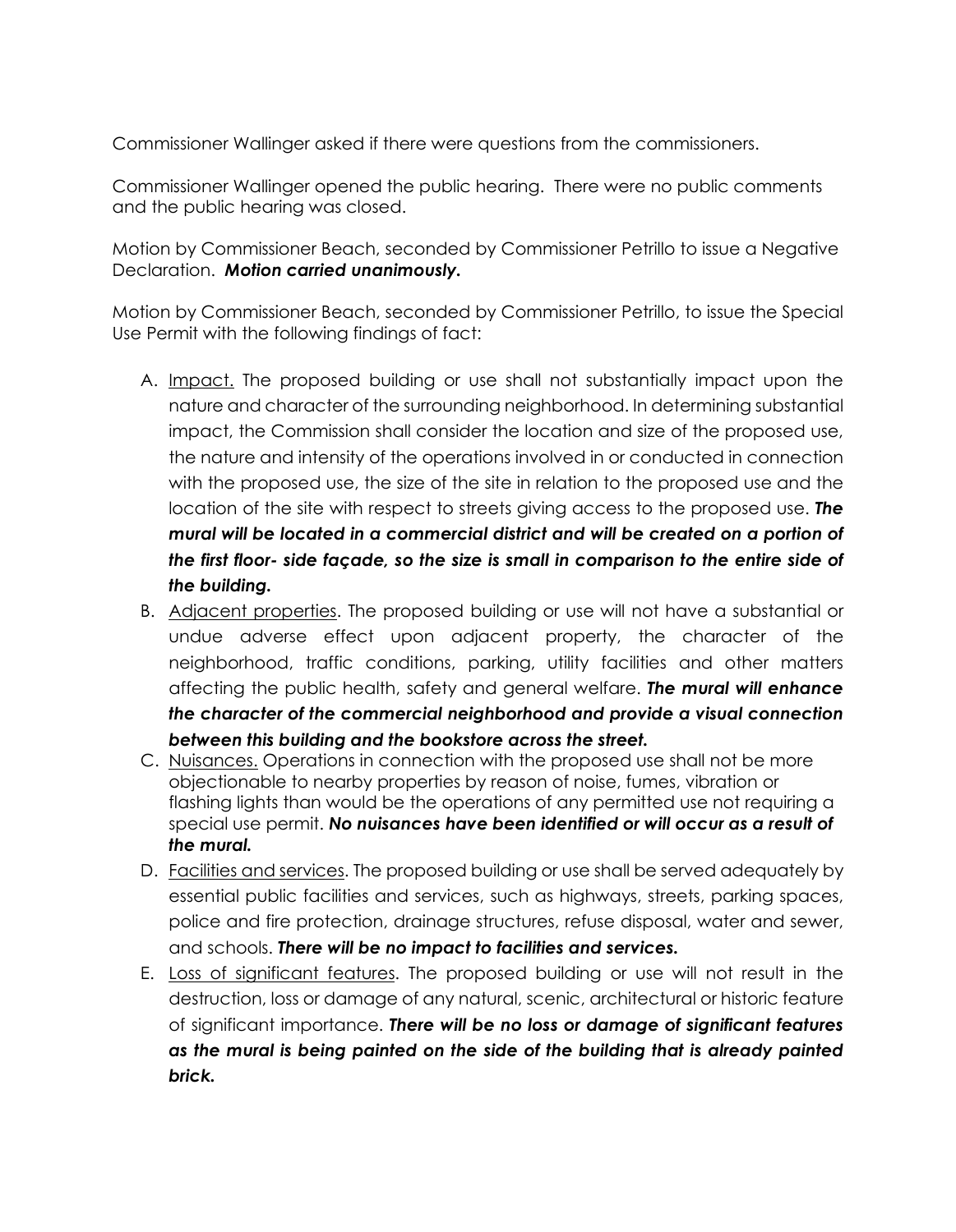Commissioner Wallinger asked if there were questions from the commissioners.

Commissioner Wallinger opened the public hearing. There were no public comments and the public hearing was closed.

Motion by Commissioner Beach, seconded by Commissioner Petrillo to issue a Negative Declaration. ***Motion carried unanimously.***

Motion by Commissioner Beach, seconded by Commissioner Petrillo, to issue the Special Use Permit with the following findings of fact:

A. Impact. The proposed building or use shall not substantially impact upon the nature and character of the surrounding neighborhood. In determining substantial impact, the Commission shall consider the location and size of the proposed use, the nature and intensity of the operations involved in or conducted in connection with the proposed use, the size of the site in relation to the proposed use and the location of the site with respect to streets giving access to the proposed use. ***The mural will be located in a commercial district and will be created on a portion of the first floor- side façade, so the size is small in comparison to the entire side of the building.***
B. Adjacent properties. The proposed building or use will not have a substantial or undue adverse effect upon adjacent property, the character of the neighborhood, traffic conditions, parking, utility facilities and other matters affecting the public health, safety and general welfare. ***The mural will enhance the character of the commercial neighborhood and provide a visual connection between this building and the bookstore across the street.***
C. Nuisances. Operations in connection with the proposed use shall not be more objectionable to nearby properties by reason of noise, fumes, vibration or flashing lights than would be the operations of any permitted use not requiring a special use permit. ***No nuisances have been identified or will occur as a result of the mural.***
D. Facilities and services. The proposed building or use shall be served adequately by essential public facilities and services, such as highways, streets, parking spaces, police and fire protection, drainage structures, refuse disposal, water and sewer, and schools. ***There will be no impact to facilities and services.***
E. Loss of significant features. The proposed building or use will not result in the destruction, loss or damage of any natural, scenic, architectural or historic feature of significant importance. ***There will be no loss or damage of significant features as the mural is being painted on the side of the building that is already painted brick.***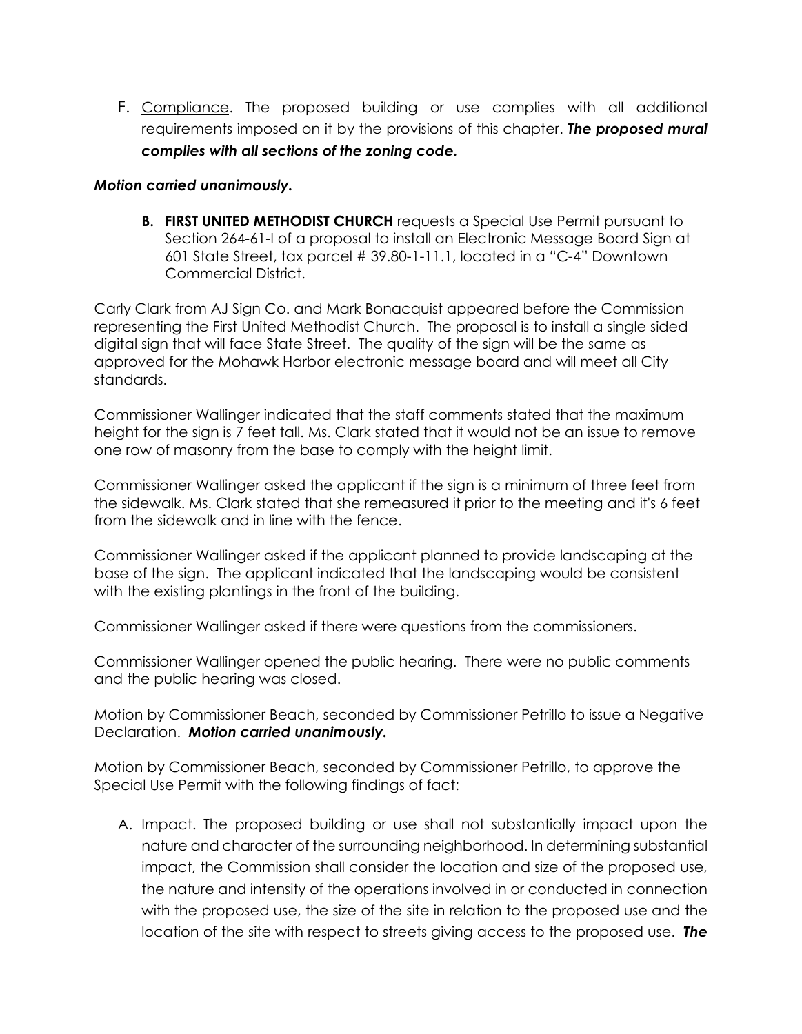F. Compliance. The proposed building or use complies with all additional requirements imposed on it by the provisions of this chapter. ***The proposed mural complies with all sections of the zoning code.***

***Motion carried unanimously.***

**B. FIRST UNITED METHODIST CHURCH** requests a Special Use Permit pursuant to Section 264-61-I of a proposal to install an Electronic Message Board Sign at 601 State Street, tax parcel # 39.80-1-11.1, located in a "C-4" Downtown Commercial District.

Carly Clark from AJ Sign Co. and Mark Bonacquist appeared before the Commission representing the First United Methodist Church. The proposal is to install a single sided digital sign that will face State Street. The quality of the sign will be the same as approved for the Mohawk Harbor electronic message board and will meet all City standards.

Commissioner Wallinger indicated that the staff comments stated that the maximum height for the sign is 7 feet tall. Ms. Clark stated that it would not be an issue to remove one row of masonry from the base to comply with the height limit.

Commissioner Wallinger asked the applicant if the sign is a minimum of three feet from the sidewalk. Ms. Clark stated that she remeasured it prior to the meeting and it's 6 feet from the sidewalk and in line with the fence.

Commissioner Wallinger asked if the applicant planned to provide landscaping at the base of the sign. The applicant indicated that the landscaping would be consistent with the existing plantings in the front of the building.

Commissioner Wallinger asked if there were questions from the commissioners.

Commissioner Wallinger opened the public hearing. There were no public comments and the public hearing was closed.

Motion by Commissioner Beach, seconded by Commissioner Petrillo to issue a Negative Declaration. ***Motion carried unanimously.***

Motion by Commissioner Beach, seconded by Commissioner Petrillo, to approve the Special Use Permit with the following findings of fact:

A. Impact. The proposed building or use shall not substantially impact upon the nature and character of the surrounding neighborhood. In determining substantial impact, the Commission shall consider the location and size of the proposed use, the nature and intensity of the operations involved in or conducted in connection with the proposed use, the size of the site in relation to the proposed use and the location of the site with respect to streets giving access to the proposed use. ***The***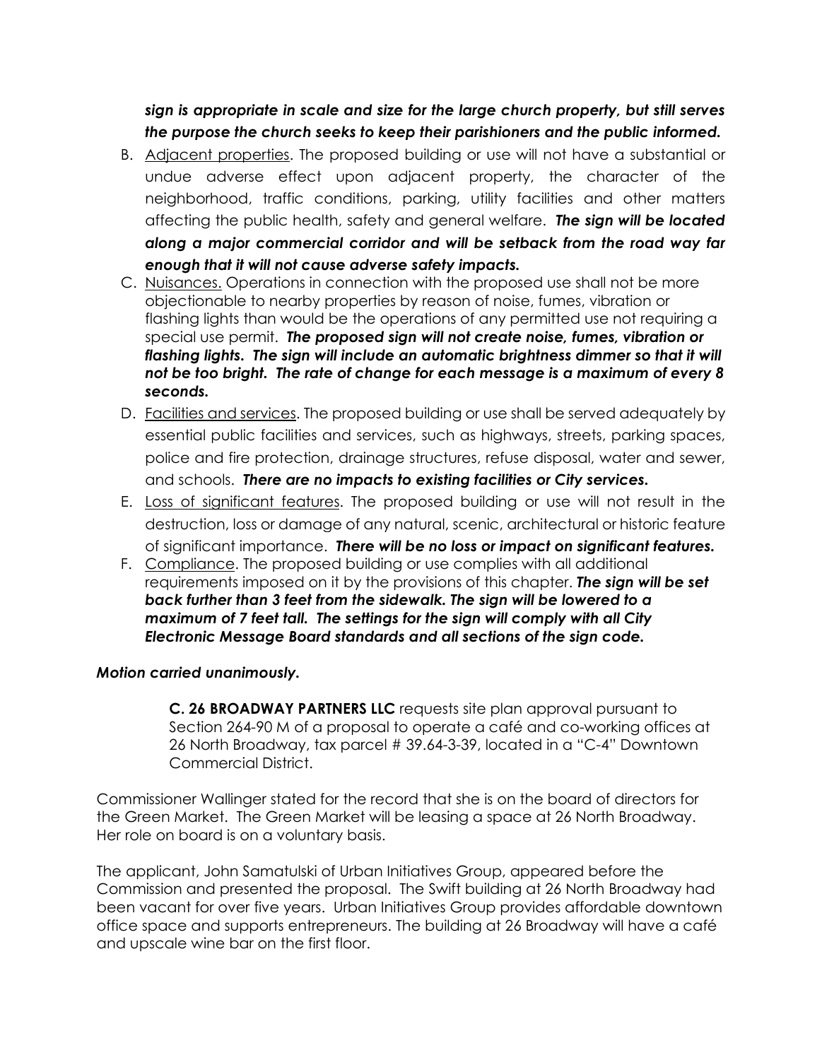***sign is appropriate in scale and size for the large church property, but still serves the purpose the church seeks to keep their parishioners and the public informed.***

B. Adjacent properties. The proposed building or use will not have a substantial or undue adverse effect upon adjacent property, the character of the neighborhood, traffic conditions, parking, utility facilities and other matters affecting the public health, safety and general welfare. ***The sign will be located along a major commercial corridor and will be setback from the road way far enough that it will not cause adverse safety impacts.***

C. Nuisances. Operations in connection with the proposed use shall not be more objectionable to nearby properties by reason of noise, fumes, vibration or flashing lights than would be the operations of any permitted use not requiring a special use permit. ***The proposed sign will not create noise, fumes, vibration or flashing lights. The sign will include an automatic brightness dimmer so that it will not be too bright. The rate of change for each message is a maximum of every 8 seconds.***

D. Facilities and services. The proposed building or use shall be served adequately by essential public facilities and services, such as highways, streets, parking spaces, police and fire protection, drainage structures, refuse disposal, water and sewer, and schools. ***There are no impacts to existing facilities or City services.***

E. Loss of significant features. The proposed building or use will not result in the destruction, loss or damage of any natural, scenic, architectural or historic feature of significant importance. ***There will be no loss or impact on significant features.***

F. Compliance. The proposed building or use complies with all additional requirements imposed on it by the provisions of this chapter. ***The sign will be set back further than 3 feet from the sidewalk. The sign will be lowered to a maximum of 7 feet tall. The settings for the sign will comply with all City Electronic Message Board standards and all sections of the sign code.***

***Motion carried unanimously.***

**C. 26 BROADWAY PARTNERS LLC** requests site plan approval pursuant to Section 264-90 M of a proposal to operate a café and co-working offices at 26 North Broadway, tax parcel # 39.64-3-39, located in a "C-4" Downtown Commercial District.

Commissioner Wallinger stated for the record that she is on the board of directors for the Green Market. The Green Market will be leasing a space at 26 North Broadway. Her role on board is on a voluntary basis.

The applicant, John Samatulski of Urban Initiatives Group, appeared before the Commission and presented the proposal. The Swift building at 26 North Broadway had been vacant for over five years. Urban Initiatives Group provides affordable downtown office space and supports entrepreneurs. The building at 26 Broadway will have a café and upscale wine bar on the first floor.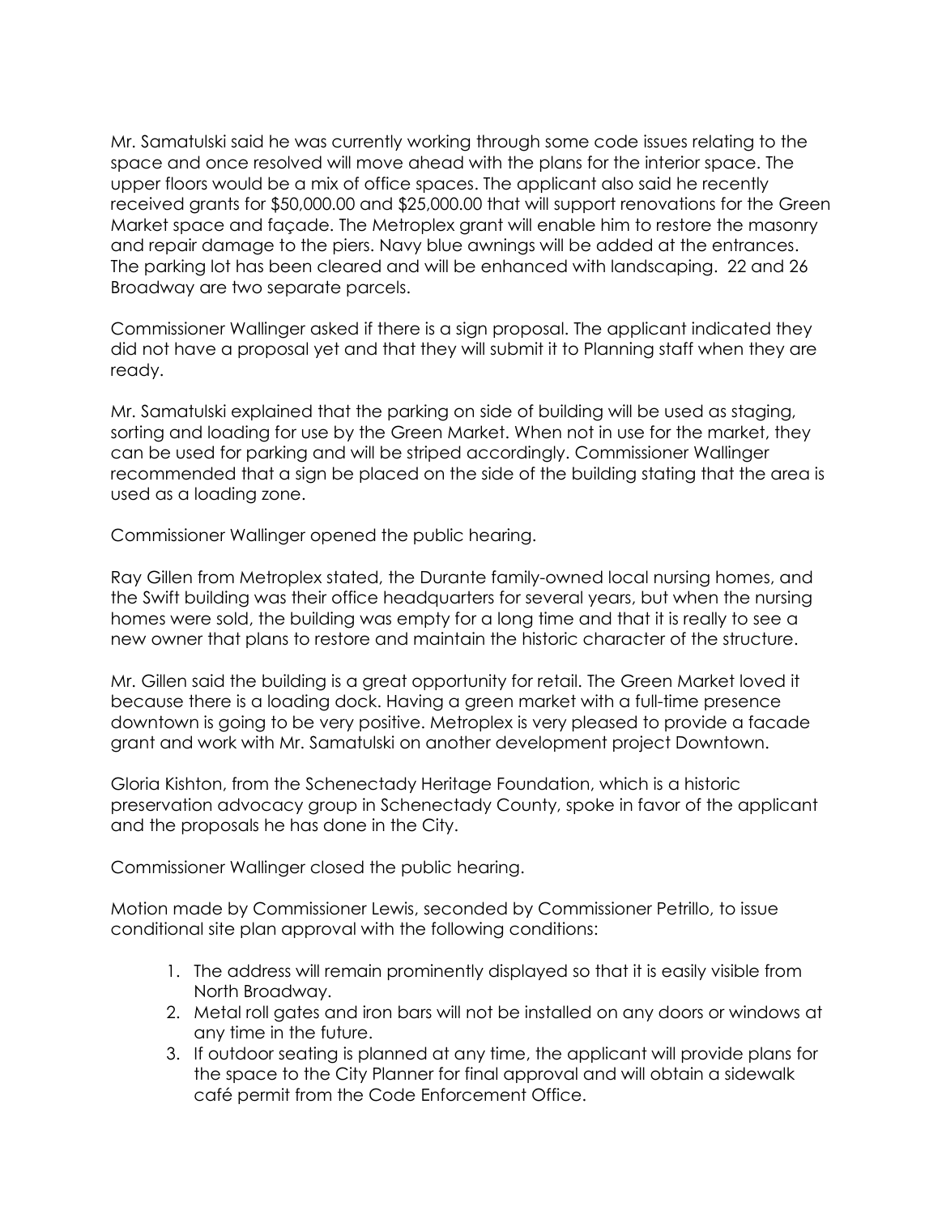Mr. Samatulski said he was currently working through some code issues relating to the space and once resolved will move ahead with the plans for the interior space. The upper floors would be a mix of office spaces. The applicant also said he recently received grants for $50,000.00 and $25,000.00 that will support renovations for the Green Market space and façade. The Metroplex grant will enable him to restore the masonry and repair damage to the piers. Navy blue awnings will be added at the entrances. The parking lot has been cleared and will be enhanced with landscaping. 22 and 26 Broadway are two separate parcels.

Commissioner Wallinger asked if there is a sign proposal. The applicant indicated they did not have a proposal yet and that they will submit it to Planning staff when they are ready.

Mr. Samatulski explained that the parking on side of building will be used as staging, sorting and loading for use by the Green Market. When not in use for the market, they can be used for parking and will be striped accordingly. Commissioner Wallinger recommended that a sign be placed on the side of the building stating that the area is used as a loading zone.

Commissioner Wallinger opened the public hearing.

Ray Gillen from Metroplex stated, the Durante family-owned local nursing homes, and the Swift building was their office headquarters for several years, but when the nursing homes were sold, the building was empty for a long time and that it is really to see a new owner that plans to restore and maintain the historic character of the structure.

Mr. Gillen said the building is a great opportunity for retail. The Green Market loved it because there is a loading dock. Having a green market with a full-time presence downtown is going to be very positive. Metroplex is very pleased to provide a facade grant and work with Mr. Samatulski on another development project Downtown.

Gloria Kishton, from the Schenectady Heritage Foundation, which is a historic preservation advocacy group in Schenectady County, spoke in favor of the applicant and the proposals he has done in the City.

Commissioner Wallinger closed the public hearing.

Motion made by Commissioner Lewis, seconded by Commissioner Petrillo, to issue conditional site plan approval with the following conditions:

1. The address will remain prominently displayed so that it is easily visible from North Broadway.
2. Metal roll gates and iron bars will not be installed on any doors or windows at any time in the future.
3. If outdoor seating is planned at any time, the applicant will provide plans for the space to the City Planner for final approval and will obtain a sidewalk café permit from the Code Enforcement Office.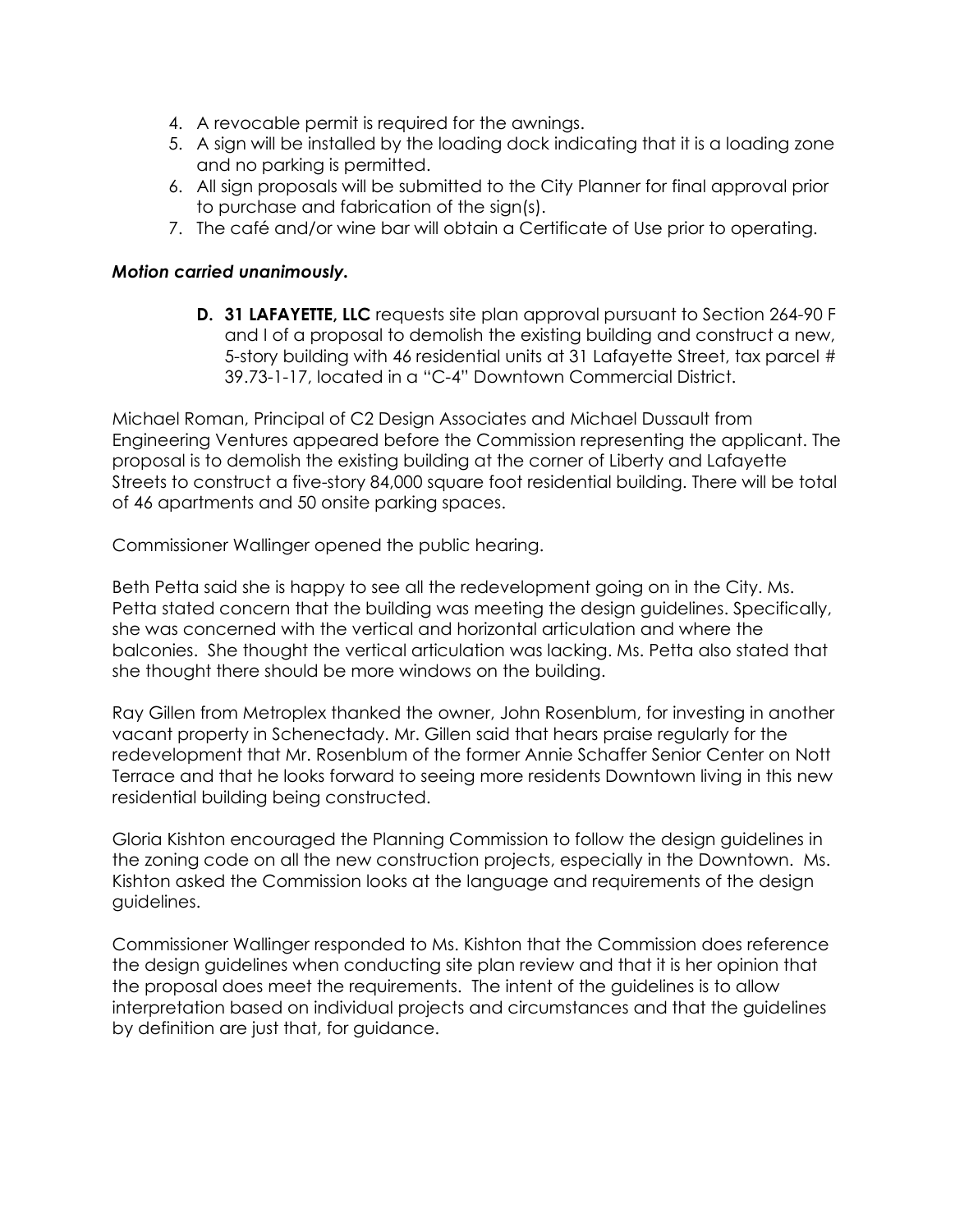4. A revocable permit is required for the awnings.
5. A sign will be installed by the loading dock indicating that it is a loading zone and no parking is permitted.
6. All sign proposals will be submitted to the City Planner for final approval prior to purchase and fabrication of the sign(s).
7. The café and/or wine bar will obtain a Certificate of Use prior to operating.

***Motion carried unanimously.***

**D. 31 LAFAYETTE, LLC** requests site plan approval pursuant to Section 264-90 F and I of a proposal to demolish the existing building and construct a new, 5-story building with 46 residential units at 31 Lafayette Street, tax parcel # 39.73-1-17, located in a "C-4" Downtown Commercial District.

Michael Roman, Principal of C2 Design Associates and Michael Dussault from Engineering Ventures appeared before the Commission representing the applicant. The proposal is to demolish the existing building at the corner of Liberty and Lafayette Streets to construct a five-story 84,000 square foot residential building. There will be total of 46 apartments and 50 onsite parking spaces.

Commissioner Wallinger opened the public hearing.

Beth Petta said she is happy to see all the redevelopment going on in the City. Ms. Petta stated concern that the building was meeting the design guidelines. Specifically, she was concerned with the vertical and horizontal articulation and where the balconies. She thought the vertical articulation was lacking. Ms. Petta also stated that she thought there should be more windows on the building.

Ray Gillen from Metroplex thanked the owner, John Rosenblum, for investing in another vacant property in Schenectady. Mr. Gillen said that hears praise regularly for the redevelopment that Mr. Rosenblum of the former Annie Schaffer Senior Center on Nott Terrace and that he looks forward to seeing more residents Downtown living in this new residential building being constructed.

Gloria Kishton encouraged the Planning Commission to follow the design guidelines in the zoning code on all the new construction projects, especially in the Downtown. Ms. Kishton asked the Commission looks at the language and requirements of the design guidelines.

Commissioner Wallinger responded to Ms. Kishton that the Commission does reference the design guidelines when conducting site plan review and that it is her opinion that the proposal does meet the requirements. The intent of the guidelines is to allow interpretation based on individual projects and circumstances and that the guidelines by definition are just that, for guidance.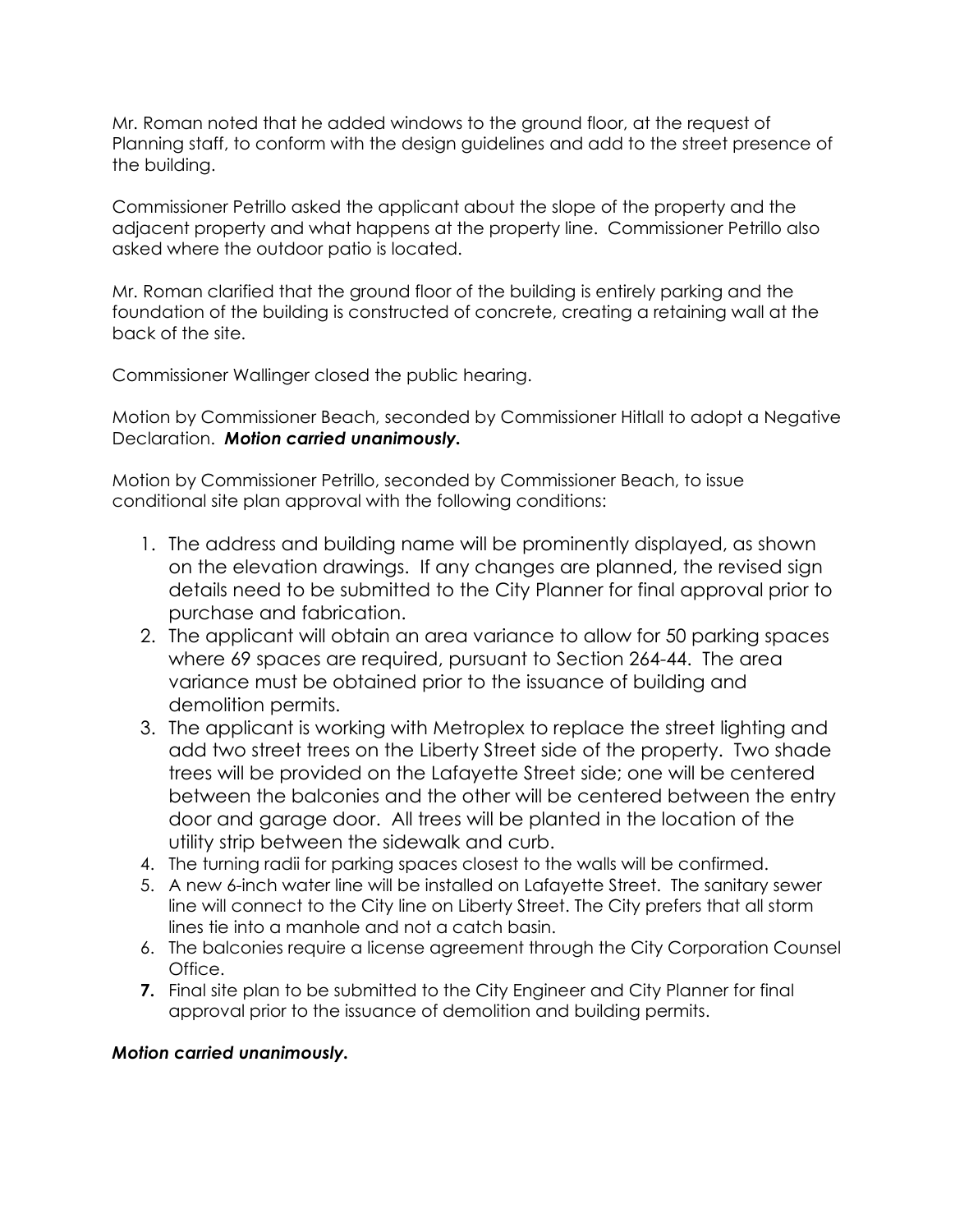Mr. Roman noted that he added windows to the ground floor, at the request of Planning staff, to conform with the design guidelines and add to the street presence of the building.

Commissioner Petrillo asked the applicant about the slope of the property and the adjacent property and what happens at the property line. Commissioner Petrillo also asked where the outdoor patio is located.

Mr. Roman clarified that the ground floor of the building is entirely parking and the foundation of the building is constructed of concrete, creating a retaining wall at the back of the site.

Commissioner Wallinger closed the public hearing.

Motion by Commissioner Beach, seconded by Commissioner Hitlall to adopt a Negative Declaration. ***Motion carried unanimously.***

Motion by Commissioner Petrillo, seconded by Commissioner Beach, to issue conditional site plan approval with the following conditions:

1. The address and building name will be prominently displayed, as shown on the elevation drawings. If any changes are planned, the revised sign details need to be submitted to the City Planner for final approval prior to purchase and fabrication.
2. The applicant will obtain an area variance to allow for 50 parking spaces where 69 spaces are required, pursuant to Section 264-44. The area variance must be obtained prior to the issuance of building and demolition permits.
3. The applicant is working with Metroplex to replace the street lighting and add two street trees on the Liberty Street side of the property. Two shade trees will be provided on the Lafayette Street side; one will be centered between the balconies and the other will be centered between the entry door and garage door. All trees will be planted in the location of the utility strip between the sidewalk and curb.
4. The turning radii for parking spaces closest to the walls will be confirmed.
5. A new 6-inch water line will be installed on Lafayette Street. The sanitary sewer line will connect to the City line on Liberty Street. The City prefers that all storm lines tie into a manhole and not a catch basin.
6. The balconies require a license agreement through the City Corporation Counsel Office.
7. Final site plan to be submitted to the City Engineer and City Planner for final approval prior to the issuance of demolition and building permits.

***Motion carried unanimously.***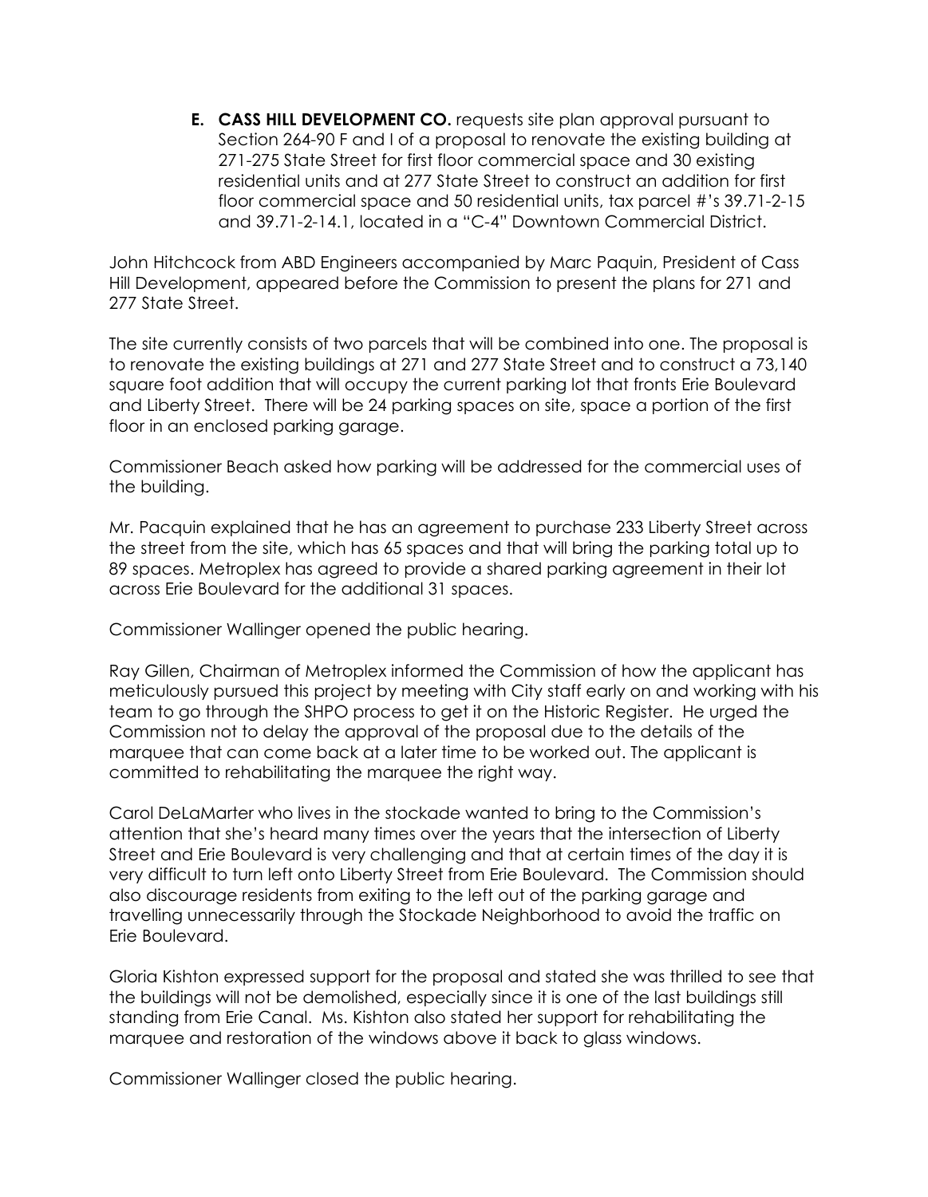**E. CASS HILL DEVELOPMENT CO.** requests site plan approval pursuant to Section 264-90 F and I of a proposal to renovate the existing building at 271-275 State Street for first floor commercial space and 30 existing residential units and at 277 State Street to construct an addition for first floor commercial space and 50 residential units, tax parcel #'s 39.71-2-15 and 39.71-2-14.1, located in a "C-4" Downtown Commercial District.

John Hitchcock from ABD Engineers accompanied by Marc Paquin, President of Cass Hill Development, appeared before the Commission to present the plans for 271 and 277 State Street.

The site currently consists of two parcels that will be combined into one. The proposal is to renovate the existing buildings at 271 and 277 State Street and to construct a 73,140 square foot addition that will occupy the current parking lot that fronts Erie Boulevard and Liberty Street. There will be 24 parking spaces on site, space a portion of the first floor in an enclosed parking garage.

Commissioner Beach asked how parking will be addressed for the commercial uses of the building.

Mr. Pacquin explained that he has an agreement to purchase 233 Liberty Street across the street from the site, which has 65 spaces and that will bring the parking total up to 89 spaces. Metroplex has agreed to provide a shared parking agreement in their lot across Erie Boulevard for the additional 31 spaces.

Commissioner Wallinger opened the public hearing.

Ray Gillen, Chairman of Metroplex informed the Commission of how the applicant has meticulously pursued this project by meeting with City staff early on and working with his team to go through the SHPO process to get it on the Historic Register. He urged the Commission not to delay the approval of the proposal due to the details of the marquee that can come back at a later time to be worked out. The applicant is committed to rehabilitating the marquee the right way.

Carol DeLaMarter who lives in the stockade wanted to bring to the Commission's attention that she's heard many times over the years that the intersection of Liberty Street and Erie Boulevard is very challenging and that at certain times of the day it is very difficult to turn left onto Liberty Street from Erie Boulevard. The Commission should also discourage residents from exiting to the left out of the parking garage and travelling unnecessarily through the Stockade Neighborhood to avoid the traffic on Erie Boulevard.

Gloria Kishton expressed support for the proposal and stated she was thrilled to see that the buildings will not be demolished, especially since it is one of the last buildings still standing from Erie Canal. Ms. Kishton also stated her support for rehabilitating the marquee and restoration of the windows above it back to glass windows.

Commissioner Wallinger closed the public hearing.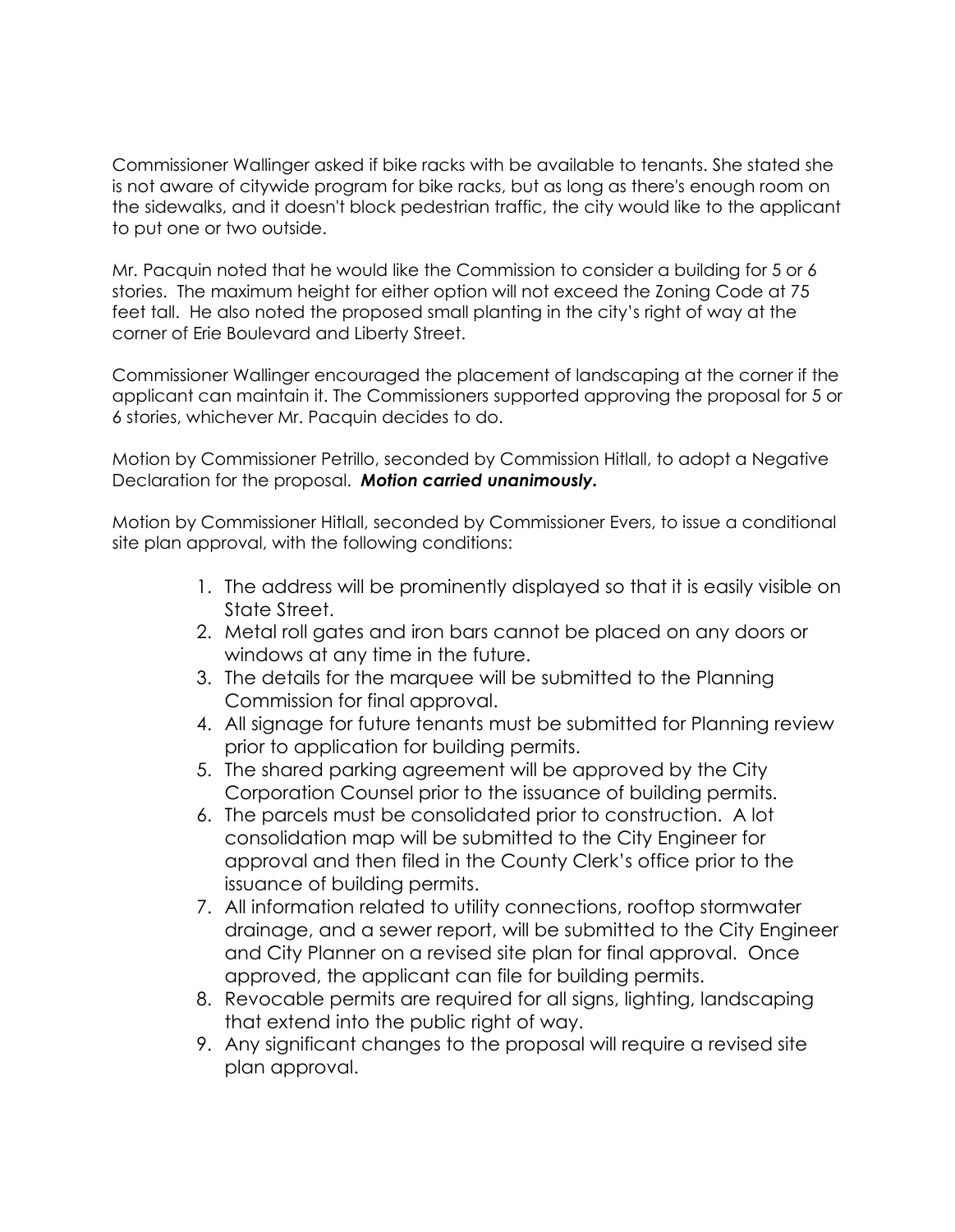Commissioner Wallinger asked if bike racks with be available to tenants. She stated she is not aware of citywide program for bike racks, but as long as there's enough room on the sidewalks, and it doesn't block pedestrian traffic, the city would like to the applicant to put one or two outside.

Mr. Pacquin noted that he would like the Commission to consider a building for 5 or 6 stories. The maximum height for either option will not exceed the Zoning Code at 75 feet tall. He also noted the proposed small planting in the city's right of way at the corner of Erie Boulevard and Liberty Street.

Commissioner Wallinger encouraged the placement of landscaping at the corner if the applicant can maintain it. The Commissioners supported approving the proposal for 5 or 6 stories, whichever Mr. Pacquin decides to do.

Motion by Commissioner Petrillo, seconded by Commission Hitlall, to adopt a Negative Declaration for the proposal. ***Motion carried unanimously.***

Motion by Commissioner Hitlall, seconded by Commissioner Evers, to issue a conditional site plan approval, with the following conditions:

1. The address will be prominently displayed so that it is easily visible on State Street.
2. Metal roll gates and iron bars cannot be placed on any doors or windows at any time in the future.
3. The details for the marquee will be submitted to the Planning Commission for final approval.
4. All signage for future tenants must be submitted for Planning review prior to application for building permits.
5. The shared parking agreement will be approved by the City Corporation Counsel prior to the issuance of building permits.
6. The parcels must be consolidated prior to construction. A lot consolidation map will be submitted to the City Engineer for approval and then filed in the County Clerk's office prior to the issuance of building permits.
7. All information related to utility connections, rooftop stormwater drainage, and a sewer report, will be submitted to the City Engineer and City Planner on a revised site plan for final approval. Once approved, the applicant can file for building permits.
8. Revocable permits are required for all signs, lighting, landscaping that extend into the public right of way.
9. Any significant changes to the proposal will require a revised site plan approval.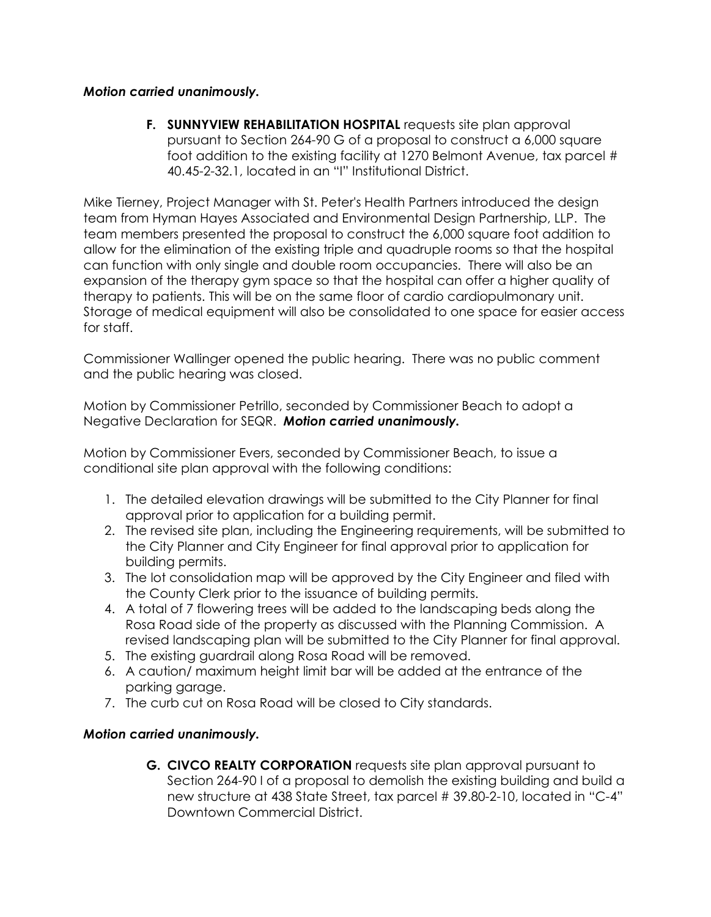***Motion carried unanimously.***

**F. SUNNYVIEW REHABILITATION HOSPITAL** requests site plan approval pursuant to Section 264-90 G of a proposal to construct a 6,000 square foot addition to the existing facility at 1270 Belmont Avenue, tax parcel # 40.45-2-32.1, located in an "I" Institutional District.

Mike Tierney, Project Manager with St. Peter's Health Partners introduced the design team from Hyman Hayes Associated and Environmental Design Partnership, LLP. The team members presented the proposal to construct the 6,000 square foot addition to allow for the elimination of the existing triple and quadruple rooms so that the hospital can function with only single and double room occupancies. There will also be an expansion of the therapy gym space so that the hospital can offer a higher quality of therapy to patients. This will be on the same floor of cardio cardiopulmonary unit. Storage of medical equipment will also be consolidated to one space for easier access for staff.

Commissioner Wallinger opened the public hearing. There was no public comment and the public hearing was closed.

Motion by Commissioner Petrillo, seconded by Commissioner Beach to adopt a Negative Declaration for SEQR. ***Motion carried unanimously.***

Motion by Commissioner Evers, seconded by Commissioner Beach, to issue a conditional site plan approval with the following conditions:

1. The detailed elevation drawings will be submitted to the City Planner for final approval prior to application for a building permit.
2. The revised site plan, including the Engineering requirements, will be submitted to the City Planner and City Engineer for final approval prior to application for building permits.
3. The lot consolidation map will be approved by the City Engineer and filed with the County Clerk prior to the issuance of building permits.
4. A total of 7 flowering trees will be added to the landscaping beds along the Rosa Road side of the property as discussed with the Planning Commission. A revised landscaping plan will be submitted to the City Planner for final approval.
5. The existing guardrail along Rosa Road will be removed.
6. A caution/ maximum height limit bar will be added at the entrance of the parking garage.
7. The curb cut on Rosa Road will be closed to City standards.

***Motion carried unanimously.***

**G. CIVCO REALTY CORPORATION** requests site plan approval pursuant to Section 264-90 I of a proposal to demolish the existing building and build a new structure at 438 State Street, tax parcel # 39.80-2-10, located in "C-4" Downtown Commercial District.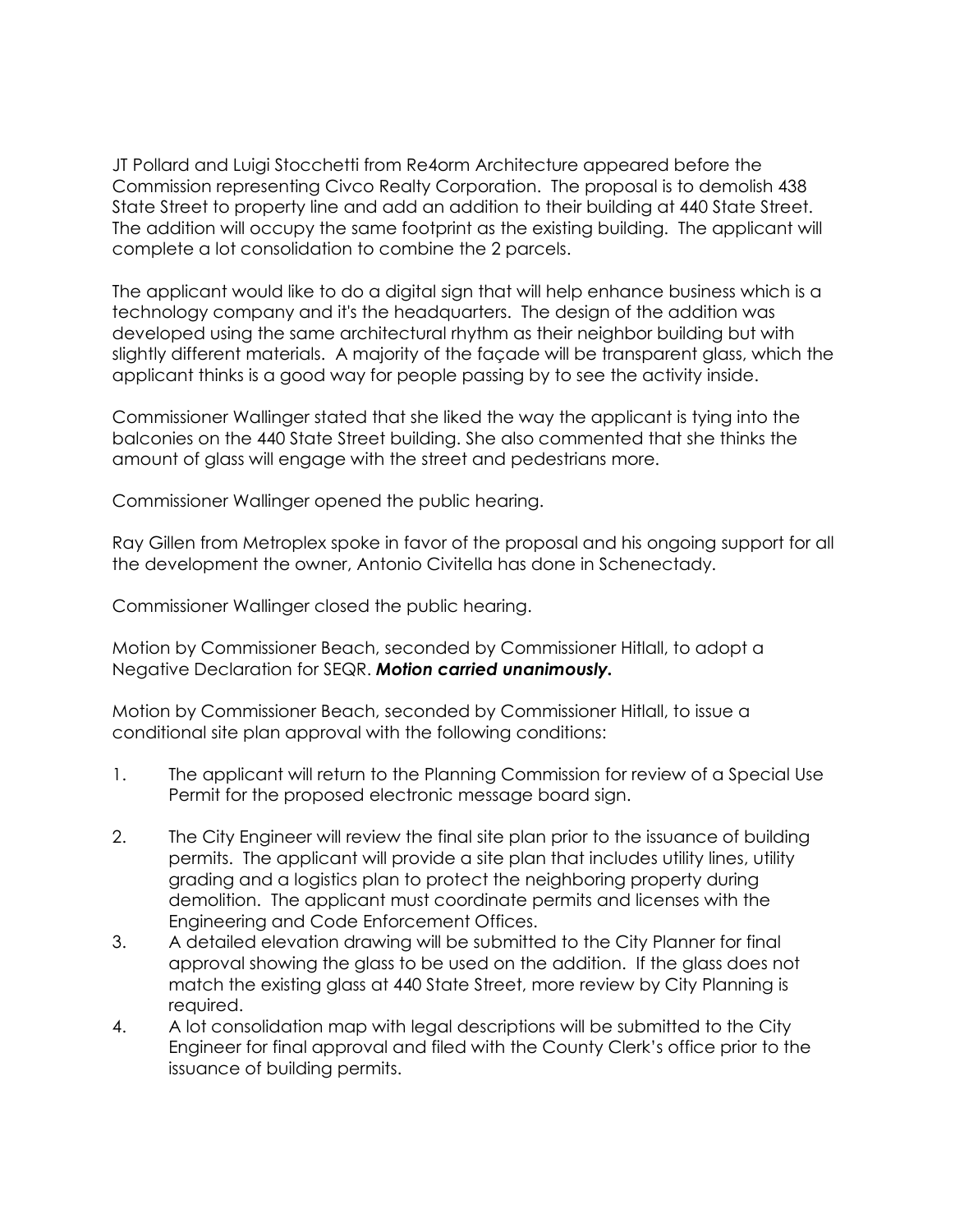JT Pollard and Luigi Stocchetti from Re4orm Architecture appeared before the Commission representing Civco Realty Corporation. The proposal is to demolish 438 State Street to property line and add an addition to their building at 440 State Street. The addition will occupy the same footprint as the existing building. The applicant will complete a lot consolidation to combine the 2 parcels.

The applicant would like to do a digital sign that will help enhance business which is a technology company and it's the headquarters. The design of the addition was developed using the same architectural rhythm as their neighbor building but with slightly different materials. A majority of the façade will be transparent glass, which the applicant thinks is a good way for people passing by to see the activity inside.

Commissioner Wallinger stated that she liked the way the applicant is tying into the balconies on the 440 State Street building. She also commented that she thinks the amount of glass will engage with the street and pedestrians more.

Commissioner Wallinger opened the public hearing.

Ray Gillen from Metroplex spoke in favor of the proposal and his ongoing support for all the development the owner, Antonio Civitella has done in Schenectady.

Commissioner Wallinger closed the public hearing.

Motion by Commissioner Beach, seconded by Commissioner Hitlall, to adopt a Negative Declaration for SEQR. ***Motion carried unanimously.***

Motion by Commissioner Beach, seconded by Commissioner Hitlall, to issue a conditional site plan approval with the following conditions:

1. The applicant will return to the Planning Commission for review of a Special Use Permit for the proposed electronic message board sign.

2. The City Engineer will review the final site plan prior to the issuance of building permits. The applicant will provide a site plan that includes utility lines, utility grading and a logistics plan to protect the neighboring property during demolition. The applicant must coordinate permits and licenses with the Engineering and Code Enforcement Offices.
3. A detailed elevation drawing will be submitted to the City Planner for final approval showing the glass to be used on the addition. If the glass does not match the existing glass at 440 State Street, more review by City Planning is required.
4. A lot consolidation map with legal descriptions will be submitted to the City Engineer for final approval and filed with the County Clerk's office prior to the issuance of building permits.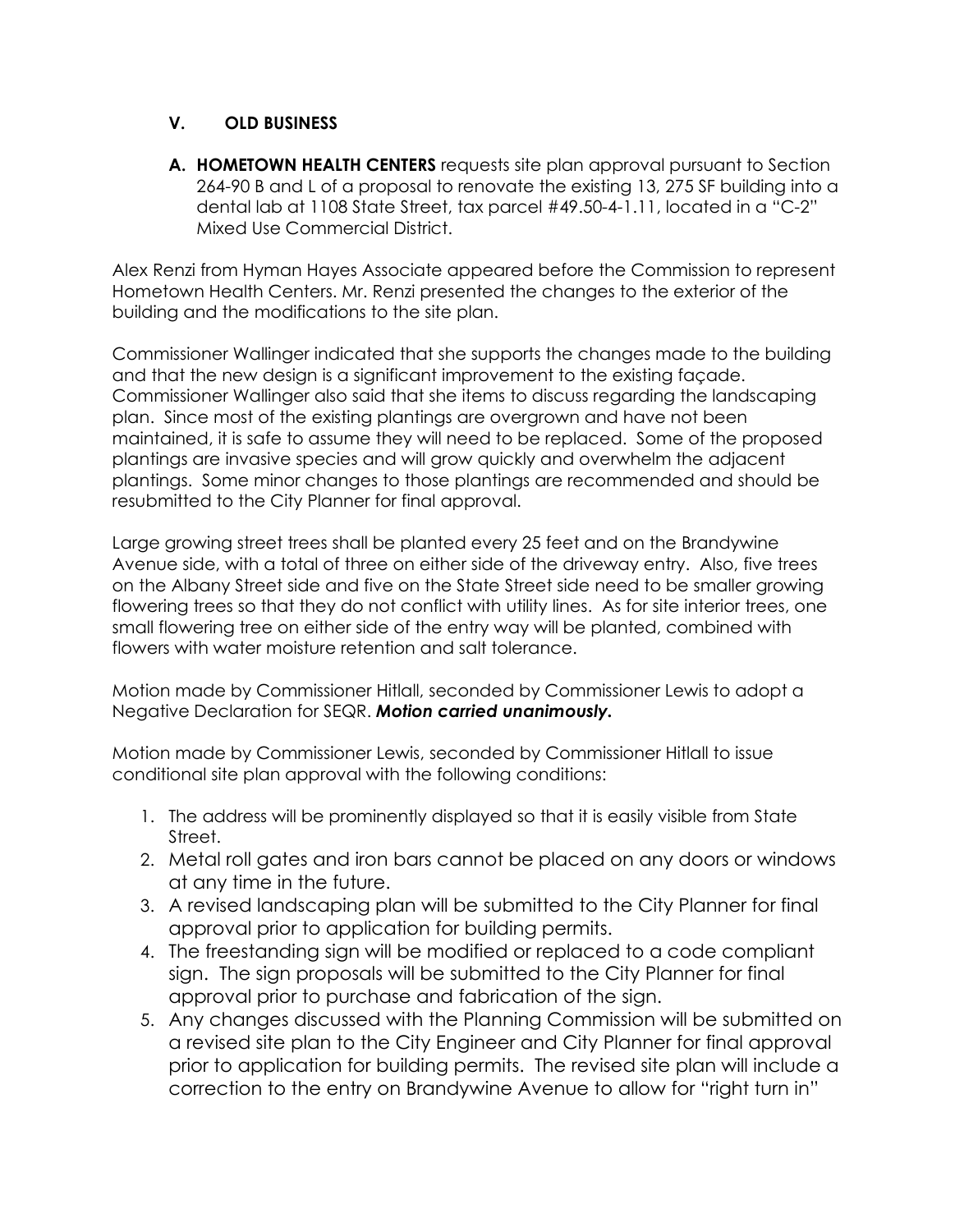## V. OLD BUSINESS

**A. HOMETOWN HEALTH CENTERS** requests site plan approval pursuant to Section 264-90 B and L of a proposal to renovate the existing 13, 275 SF building into a dental lab at 1108 State Street, tax parcel #49.50-4-1.11, located in a "C-2" Mixed Use Commercial District.

Alex Renzi from Hyman Hayes Associate appeared before the Commission to represent Hometown Health Centers. Mr. Renzi presented the changes to the exterior of the building and the modifications to the site plan.

Commissioner Wallinger indicated that she supports the changes made to the building and that the new design is a significant improvement to the existing façade. Commissioner Wallinger also said that she items to discuss regarding the landscaping plan. Since most of the existing plantings are overgrown and have not been maintained, it is safe to assume they will need to be replaced. Some of the proposed plantings are invasive species and will grow quickly and overwhelm the adjacent plantings. Some minor changes to those plantings are recommended and should be resubmitted to the City Planner for final approval.

Large growing street trees shall be planted every 25 feet and on the Brandywine Avenue side, with a total of three on either side of the driveway entry. Also, five trees on the Albany Street side and five on the State Street side need to be smaller growing flowering trees so that they do not conflict with utility lines. As for site interior trees, one small flowering tree on either side of the entry way will be planted, combined with flowers with water moisture retention and salt tolerance.

Motion made by Commissioner Hitlall, seconded by Commissioner Lewis to adopt a Negative Declaration for SEQR. ***Motion carried unanimously.***

Motion made by Commissioner Lewis, seconded by Commissioner Hitlall to issue conditional site plan approval with the following conditions:

1. The address will be prominently displayed so that it is easily visible from State Street.
2. Metal roll gates and iron bars cannot be placed on any doors or windows at any time in the future.
3. A revised landscaping plan will be submitted to the City Planner for final approval prior to application for building permits.
4. The freestanding sign will be modified or replaced to a code compliant sign. The sign proposals will be submitted to the City Planner for final approval prior to purchase and fabrication of the sign.
5. Any changes discussed with the Planning Commission will be submitted on a revised site plan to the City Engineer and City Planner for final approval prior to application for building permits. The revised site plan will include a correction to the entry on Brandywine Avenue to allow for "right turn in"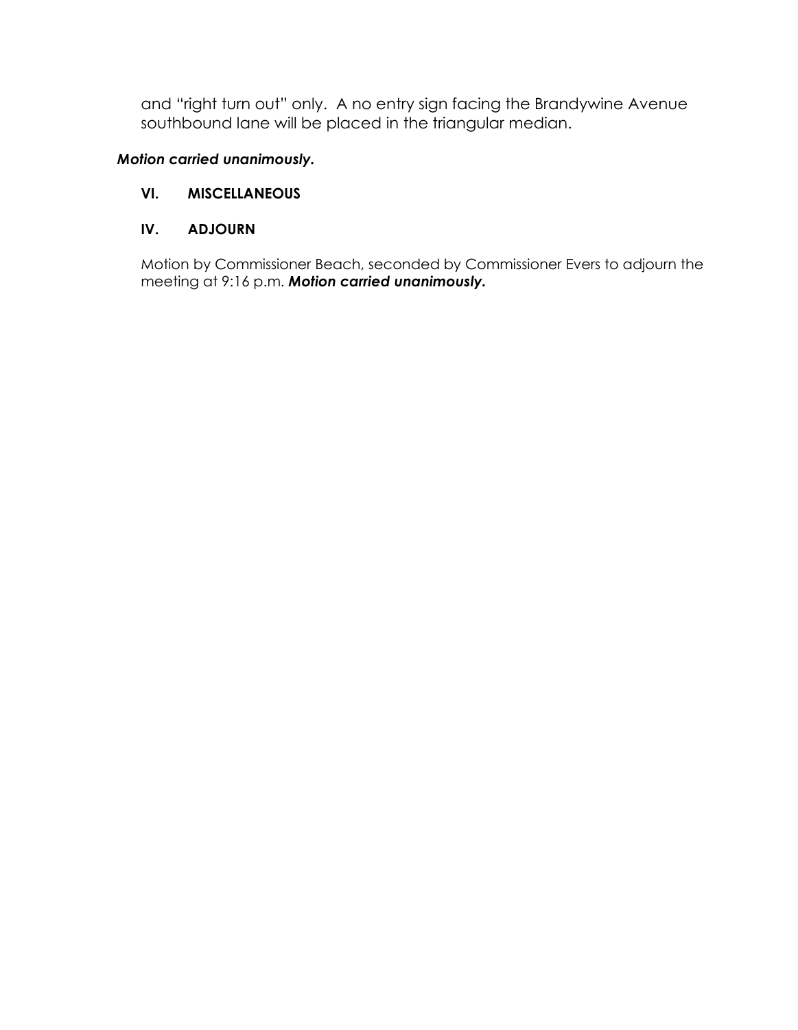and "right turn out" only. A no entry sign facing the Brandywine Avenue southbound lane will be placed in the triangular median.

***Motion carried unanimously.***

### VI. MISCELLANEOUS

### IV. ADJOURN

Motion by Commissioner Beach, seconded by Commissioner Evers to adjourn the meeting at 9:16 p.m. ***Motion carried unanimously.***